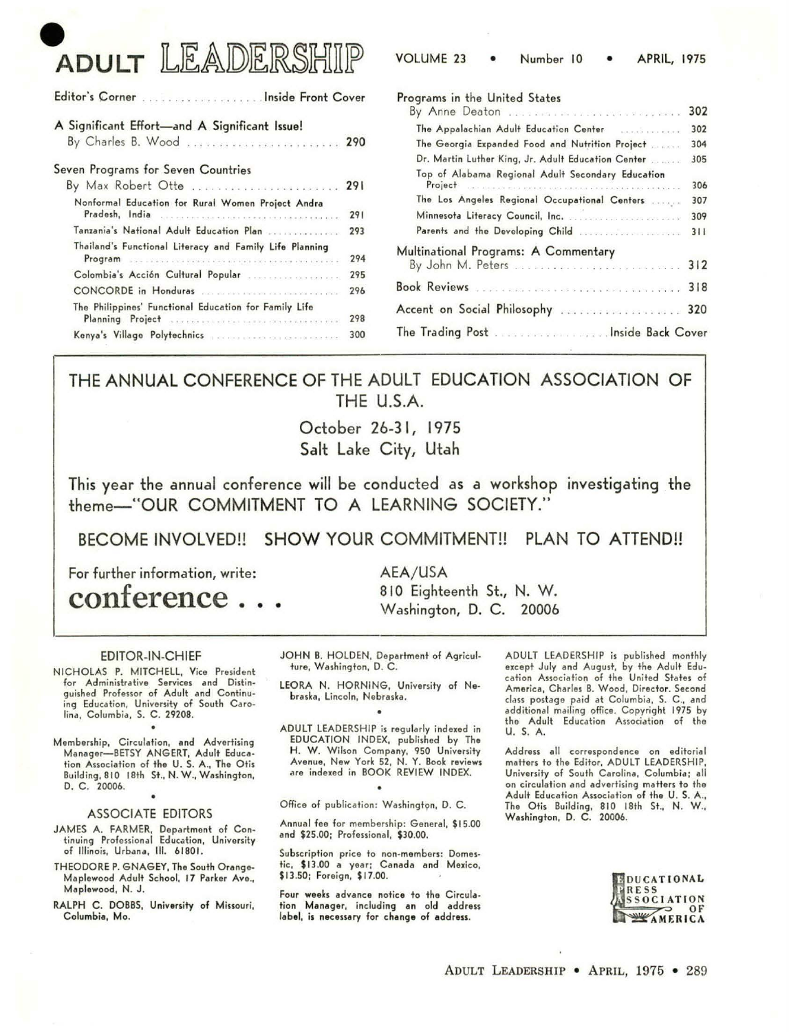# ADULT LEADERSHIP

VOLUME 23 • Number 10 • APRIL, 1975

Editor's Corner .................... Inside Front Cover

A Significant Effort—and A Significant Issue!
By Charles B. Wood .................... 290

Seven Programs for Seven Countries
By Max Robert Otte .................... 291

- Nonformal Education for Rural Women Project Andra Pradesh, India .................... 291
- Tanzania's National Adult Education Plan .................... 293
- Thailand's Functional Literacy and Family Life Planning Program .................... 294
- Colombia's Acción Cultural Popular .................... 295
- CONCORDE in Honduras .................... 296
- The Philippines' Functional Education for Family Life Planning Project .................... 298
- Kenya's Village Polytechnics .................... 300

Programs in the United States
By Anne Deaton .................... 302

- The Appalachian Adult Education Center .................... 302
- The Georgia Expanded Food and Nutrition Project .................... 304
- Dr. Martin Luther King, Jr. Adult Education Center .................... 305
- Top of Alabama Regional Adult Secondary Education Project .................... 306
- The Los Angeles Regional Occupational Centers .................... 307
- Minnesota Literacy Council, Inc. .................... 309
- Parents and the Developing Child .................... 311

Multinational Programs: A Commentary
By John M. Peters .................... 312

Book Reviews .................... 318

Accent on Social Philosophy .................... 320

The Trading Post .................... Inside Back Cover

---

## THE ANNUAL CONFERENCE OF THE ADULT EDUCATION ASSOCIATION OF THE U.S.A.

October 26-31, 1975
Salt Lake City, Utah

This year the annual conference will be conducted as a workshop investigating the theme—"OUR COMMITMENT TO A LEARNING SOCIETY."

BECOME INVOLVED!! SHOW YOUR COMMITMENT!! PLAN TO ATTEND!!

For further information, write:

**conference . . .**

AEA/USA
810 Eighteenth St., N. W.
Washington, D. C. 20006

---

### EDITOR-IN-CHIEF

NICHOLAS P. MITCHELL, Vice President for Administrative Services and Distinguished Professor of Adult and Continuing Education, University of South Carolina, Columbia, S. C. 29208.

•

Membership, Circulation, and Advertising Manager—BETSY ANGERT, Adult Education Association of the U. S. A., The Otis Building, 810 18th St., N. W., Washington, D. C. 20006.

•

### ASSOCIATE EDITORS

JAMES A. FARMER, Department of Continuing Professional Education, University of Illinois, Urbana, Ill. 61801.

THEODORE P. GNAGEY, The South Orange-Maplewood Adult School, 17 Parker Ave., Maplewood, N. J.

RALPH C. DOBBS, University of Missouri, Columbia, Mo.

JOHN B. HOLDEN, Department of Agriculture, Washington, D. C.

LEORA N. HORNING, University of Nebraska, Lincoln, Nebraska.

•

ADULT LEADERSHIP is regularly indexed in EDUCATION INDEX, published by The H. W. Wilson Company, 950 University Avenue, New York 52, N. Y. Book reviews are indexed in BOOK REVIEW INDEX.

•

Office of publication: Washington, D. C.

Annual fee for membership: General, $15.00 and $25.00; Professional, $30.00.

Subscription price to non-members: Domestic, $13.00 a year; Canada and Mexico, $13.50; Foreign, $17.00.

Four weeks advance notice to the Circulation Manager, including an old address label, is necessary for change of address.

ADULT LEADERSHIP is published monthly except July and August, by the Adult Education Association of the United States of America, Charles B. Wood, Director. Second class postage paid at Columbia, S. C., and additional mailing office. Copyright 1975 by the Adult Education Association of the U. S. A.

Address all correspondence on editorial matters to the Editor, ADULT LEADERSHIP, University of South Carolina, Columbia; all on circulation and advertising matters to the Adult Education Association of the U. S. A., The Otis Building, 810 18th St., N. W., Washington, D. C. 20006.

EDUCATIONAL PRESS ASSOCIATION OF AMERICA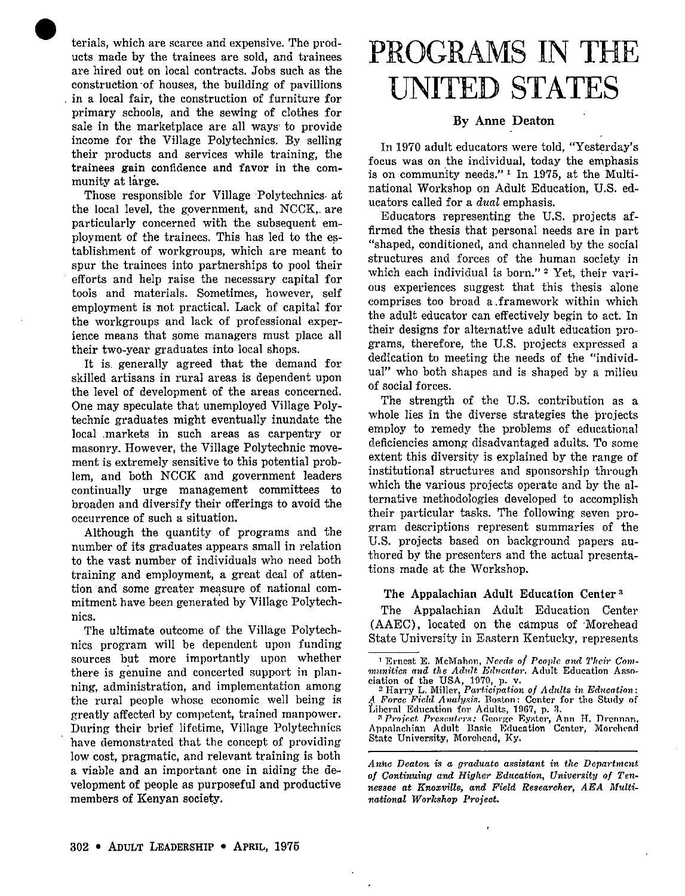terials, which are scarce and expensive. The products made by the trainees are sold, and trainees are hired out on local contracts. Jobs such as the construction of houses, the building of pavillions in a local fair, the construction of furniture for primary schools, and the sewing of clothes for sale in the marketplace are all ways to provide income for the Village Polytechnics. By selling their products and services while training, the trainees gain confidence and favor in the community at large.

Those responsible for Village Polytechnics at the local level, the government, and NCCK, are particularly concerned with the subsequent employment of the trainees. This has led to the establishment of workgroups, which are meant to spur the trainees into partnerships to pool their efforts and help raise the necessary capital for tools and materials. Sometimes, however, self employment is not practical. Lack of capital for the workgroups and lack of professional experience means that some managers must place all their two-year graduates into local shops.

It is generally agreed that the demand for skilled artisans in rural areas is dependent upon the level of development of the areas concerned. One may speculate that unemployed Village Polytechnic graduates might eventually inundate the local markets in such areas as carpentry or masonry. However, the Village Polytechnic movement is extremely sensitive to this potential problem, and both NCCK and government leaders continually urge management committees to broaden and diversify their offerings to avoid the occurrence of such a situation.

Although the quantity of programs and the number of its graduates appears small in relation to the vast number of individuals who need both training and employment, a great deal of attention and some greater measure of national commitment have been generated by Village Polytechnics.

The ultimate outcome of the Village Polytechnics program will be dependent upon funding sources but more importantly upon whether there is genuine and concerted support in planning, administration, and implementation among the rural people whose economic well being is greatly affected by competent, trained manpower. During their brief lifetime, Village Polytechnics have demonstrated that the concept of providing low cost, pragmatic, and relevant training is both a viable and an important one in aiding the development of people as purposeful and productive members of Kenyan society.

# PROGRAMS IN THE UNITED STATES

**By Anne Deaton**

In 1970 adult educators were told, "Yesterday's focus was on the individual, today the emphasis is on community needs."[1] In 1975, at the Multinational Workshop on Adult Education, U.S. educators called for a *dual* emphasis.

Educators representing the U.S. projects affirmed the thesis that personal needs are in part "shaped, conditioned, and channeled by the social structures and forces of the human society in which each individual is born."[2] Yet, their various experiences suggest that this thesis alone comprises too broad a framework within which the adult educator can effectively begin to act. In their designs for alternative adult education programs, therefore, the U.S. projects expressed a dedication to meeting the needs of the "individual" who both shapes and is shaped by a milieu of social forces.

The strength of the U.S. contribution as a whole lies in the diverse strategies the projects employ to remedy the problems of educational deficiencies among disadvantaged adults. To some extent this diversity is explained by the range of institutional structures and sponsorship through which the various projects operate and by the alternative methodologies developed to accomplish their particular tasks. The following seven program descriptions represent summaries of the U.S. projects based on background papers authored by the presenters and the actual presentations made at the Workshop.

### The Appalachian Adult Education Center[3]

The Appalachian Adult Education Center (AAEC), located on the campus of Morehead State University in Eastern Kentucky, represents

[1] Ernest E. McMahon, *Needs of People and Their Communities and the Adult Educator.* Adult Education Association of the USA, 1970, p. v.

[2] Harry L. Miller, *Participation of Adults in Education: A Force Field Analysis.* Boston: Center for the Study of Liberal Education for Adults, 1967, p. 3.

[3] *Project Presenters:* George Eyster, Ann H. Drennan, Appalachian Adult Basic Education Center, Morehead State University, Morehead, Ky.

*Anne Deaton is a graduate assistant in the Department of Continuing and Higher Education, University of Tennessee at Knoxville, and Field Researcher, AEA Multinational Workshop Project.*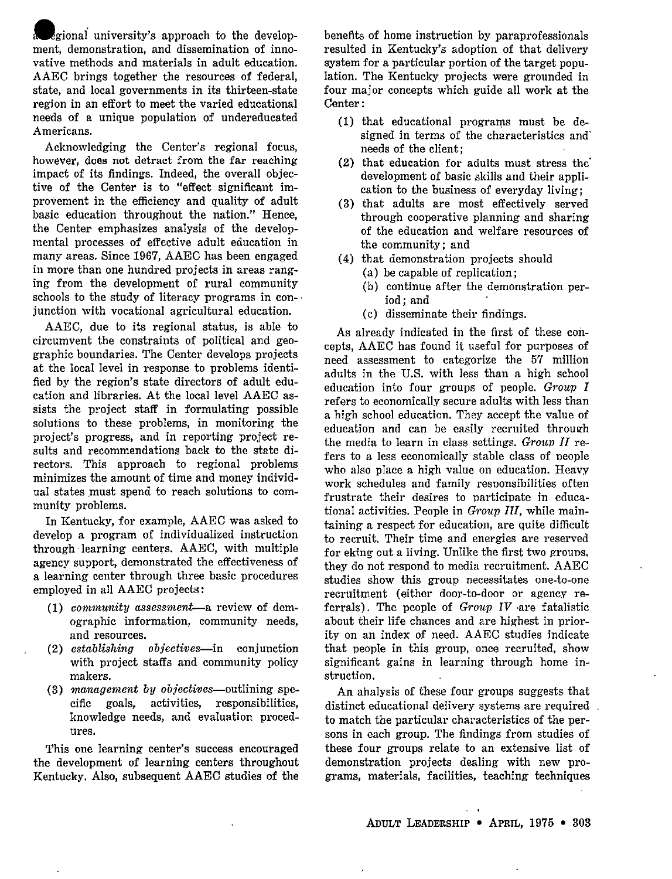regional university's approach to the development, demonstration, and dissemination of innovative methods and materials in adult education. AAEC brings together the resources of federal, state, and local governments in its thirteen-state region in an effort to meet the varied educational needs of a unique population of undereducated Americans.

Acknowledging the Center's regional focus, however, does not detract from the far reaching impact of its findings. Indeed, the overall objective of the Center is to "effect significant improvement in the efficiency and quality of adult basic education throughout the nation." Hence, the Center emphasizes analysis of the developmental processes of effective adult education in many areas. Since 1967, AAEC has been engaged in more than one hundred projects in areas ranging from the development of rural community schools to the study of literacy programs in conjunction with vocational agricultural education.

AAEC, due to its regional status, is able to circumvent the constraints of political and geographic boundaries. The Center develops projects at the local level in response to problems identified by the region's state directors of adult education and libraries. At the local level AAEC assists the project staff in formulating possible solutions to these problems, in monitoring the project's progress, and in reporting project results and recommendations back to the state directors. This approach to regional problems minimizes the amount of time and money individual states must spend to reach solutions to community problems.

In Kentucky, for example, AAEC was asked to develop a program of individualized instruction through learning centers. AAEC, with multiple agency support, demonstrated the effectiveness of a learning center through three basic procedures employed in all AAEC projects:

(1) *community assessment*—a review of demographic information, community needs, and resources.
(2) *establishing objectives*—in conjunction with project staffs and community policy makers.
(3) *management by objectives*—outlining specific goals, activities, responsibilities, knowledge needs, and evaluation procedures.

This one learning center's success encouraged the development of learning centers throughout Kentucky. Also, subsequent AAEC studies of the benefits of home instruction by paraprofessionals resulted in Kentucky's adoption of that delivery system for a particular portion of the target population. The Kentucky projects were grounded in four major concepts which guide all work at the Center:

(1) that educational programs must be designed in terms of the characteristics and needs of the client;
(2) that education for adults must stress the development of basic skills and their application to the business of everyday living;
(3) that adults are most effectively served through cooperative planning and sharing of the education and welfare resources of the community; and
(4) that demonstration projects should
    (a) be capable of replication;
    (b) continue after the demonstration period; and
    (c) disseminate their findings.

As already indicated in the first of these concepts, AAEC has found it useful for purposes of need assessment to categorize the 57 million adults in the U.S. with less than a high school education into four groups of people. *Group I* refers to economically secure adults with less than a high school education. They accept the value of education and can be easily recruited through the media to learn in class settings. *Group II* refers to a less economically stable class of people who also place a high value on education. Heavy work schedules and family responsibilities often frustrate their desires to participate in educational activities. People in *Group III*, while maintaining a respect for education, are quite difficult to recruit. Their time and energies are reserved for eking out a living. Unlike the first two groups, they do not respond to media recruitment. AAEC studies show this group necessitates one-to-one recruitment (either door-to-door or agency referrals). The people of *Group IV* are fatalistic about their life chances and are highest in priority on an index of need. AAEC studies indicate that people in this group, once recruited, show significant gains in learning through home instruction.

An analysis of these four groups suggests that distinct educational delivery systems are required to match the particular characteristics of the persons in each group. The findings from studies of these four groups relate to an extensive list of demonstration projects dealing with new programs, materials, facilities, teaching techniques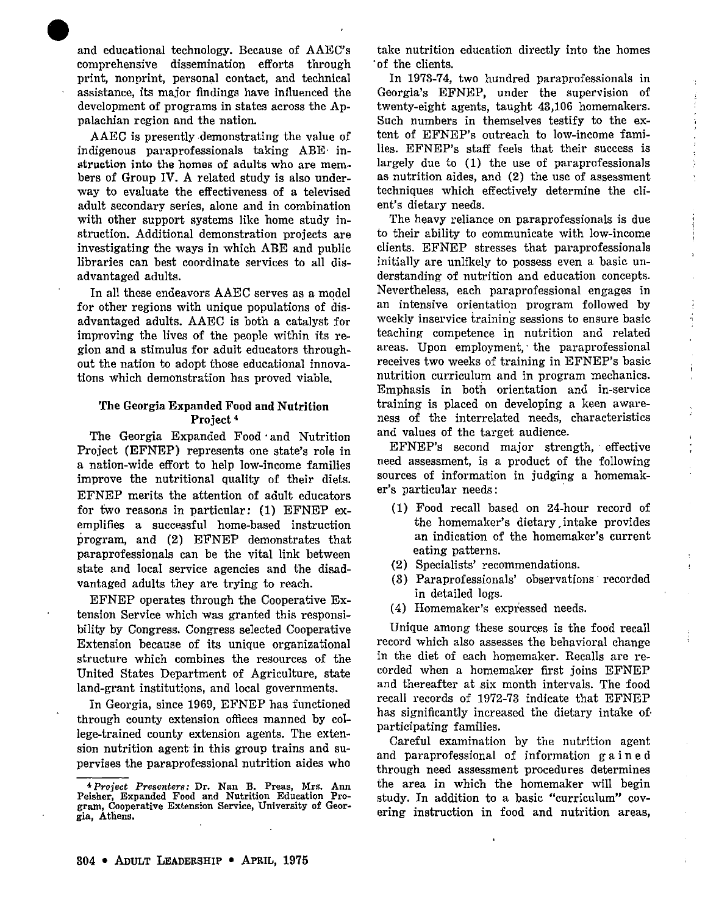and educational technology. Because of AAEC's comprehensive dissemination efforts through print, nonprint, personal contact, and technical assistance, its major findings have influenced the development of programs in states across the Appalachian region and the nation.

AAEC is presently demonstrating the value of indigenous paraprofessionals taking ABE instruction into the homes of adults who are members of Group IV. A related study is also underway to evaluate the effectiveness of a televised adult secondary series, alone and in combination with other support systems like home study instruction. Additional demonstration projects are investigating the ways in which ABE and public libraries can best coordinate services to all disadvantaged adults.

In all these endeavors AAEC serves as a model for other regions with unique populations of disadvantaged adults. AAEC is both a catalyst for improving the lives of the people within its region and a stimulus for adult educators throughout the nation to adopt those educational innovations which demonstration has proved viable.

### The Georgia Expanded Food and Nutrition Project[4]

The Georgia Expanded Food and Nutrition Project (EFNEP) represents one state's role in a nation-wide effort to help low-income families improve the nutritional quality of their diets. EFNEP merits the attention of adult educators for two reasons in particular: (1) EFNEP exemplifies a successful home-based instruction program, and (2) EFNEP demonstrates that paraprofessionals can be the vital link between state and local service agencies and the disadvantaged adults they are trying to reach.

EFNEP operates through the Cooperative Extension Service which was granted this responsibility by Congress. Congress selected Cooperative Extension because of its unique organizational structure which combines the resources of the United States Department of Agriculture, state land-grant institutions, and local governments.

In Georgia, since 1969, EFNEP has functioned through county extension offices manned by college-trained county extension agents. The extension nutrition agent in this group trains and supervises the paraprofessional nutrition aides who take nutrition education directly into the homes of the clients.

In 1973-74, two hundred paraprofessionals in Georgia's EFNEP, under the supervision of twenty-eight agents, taught 43,106 homemakers. Such numbers in themselves testify to the extent of EFNEP's outreach to low-income families. EFNEP's staff feels that their success is largely due to (1) the use of paraprofessionals as nutrition aides, and (2) the use of assessment techniques which effectively determine the client's dietary needs.

The heavy reliance on paraprofessionals is due to their ability to communicate with low-income clients. EFNEP stresses that paraprofessionals initially are unlikely to possess even a basic understanding of nutrition and education concepts. Nevertheless, each paraprofessional engages in an intensive orientation program followed by weekly inservice training sessions to ensure basic teaching competence in nutrition and related areas. Upon employment, the paraprofessional receives two weeks of training in EFNEP's basic nutrition curriculum and in program mechanics. Emphasis in both orientation and in-service training is placed on developing a keen awareness of the interrelated needs, characteristics and values of the target audience.

EFNEP's second major strength, effective need assessment, is a product of the following sources of information in judging a homemaker's particular needs:

1. Food recall based on 24-hour record of the homemaker's dietary intake provides an indication of the homemaker's current eating patterns.
2. Specialists' recommendations.
3. Paraprofessionals' observations recorded in detailed logs.
4. Homemaker's expressed needs.

Unique among these sources is the food recall record which also assesses the behavioral change in the diet of each homemaker. Recalls are recorded when a homemaker first joins EFNEP and thereafter at six month intervals. The food recall records of 1972-73 indicate that EFNEP has significantly increased the dietary intake of participating families.

Careful examination by the nutrition agent and paraprofessional of information gained through need assessment procedures determines the area in which the homemaker will begin study. In addition to a basic "curriculum" covering instruction in food and nutrition areas,

---

[4] *Project Presenters:* Dr. Nan B. Preas, Mrs. Ann Peisher, Expanded Food and Nutrition Education Program, Cooperative Extension Service, University of Georgia, Athens.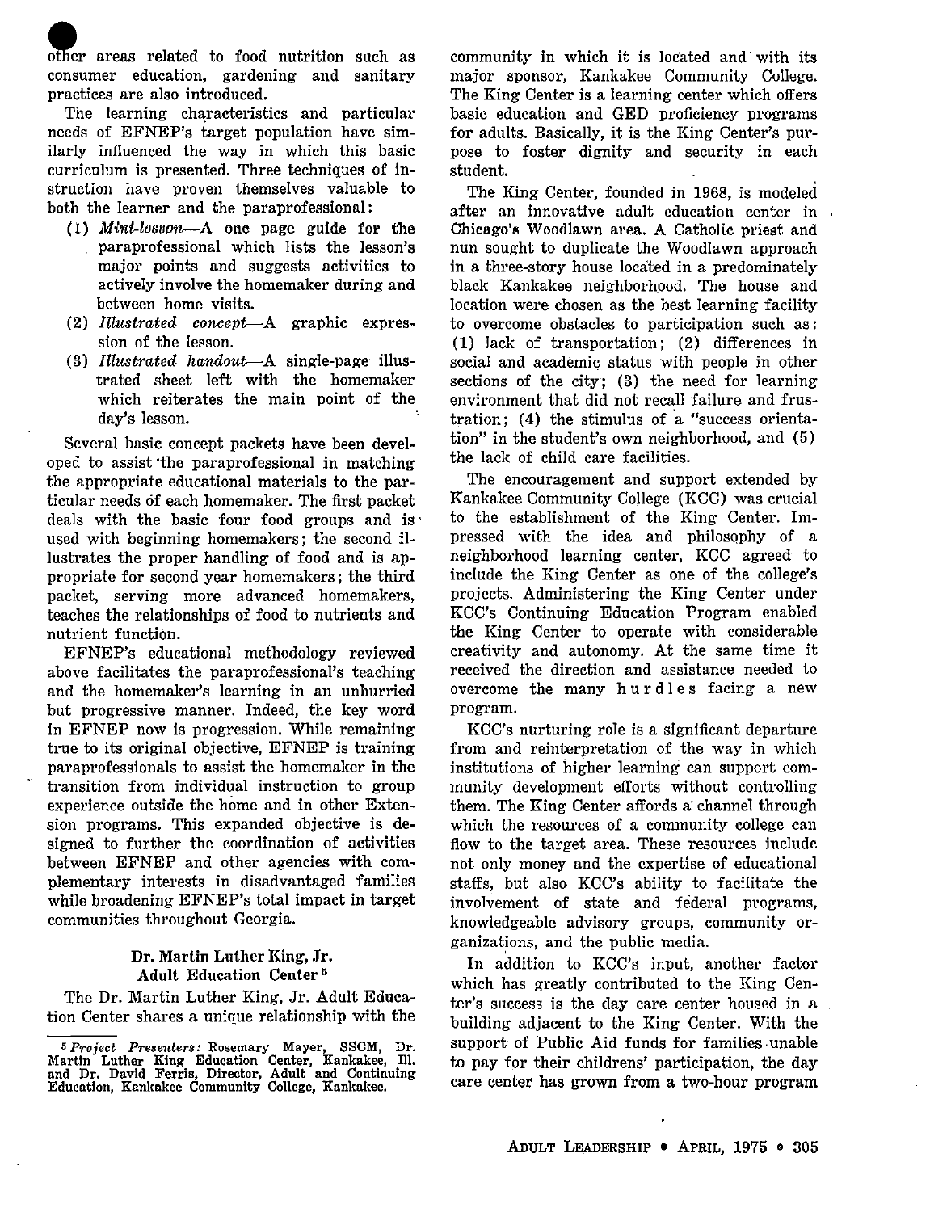other areas related to food nutrition such as consumer education, gardening and sanitary practices are also introduced.

The learning characteristics and particular needs of EFNEP's target population have similarly influenced the way in which this basic curriculum is presented. Three techniques of instruction have proven themselves valuable to both the learner and the paraprofessional:

(1) *Mini-lesson*—A one page guide for the paraprofessional which lists the lesson's major points and suggests activities to actively involve the homemaker during and between home visits.
(2) *Illustrated concept*—A graphic expression of the lesson.
(3) *Illustrated handout*—A single-page illustrated sheet left with the homemaker which reiterates the main point of the day's lesson.

Several basic concept packets have been developed to assist the paraprofessional in matching the appropriate educational materials to the particular needs of each homemaker. The first packet deals with the basic four food groups and is used with beginning homemakers; the second illustrates the proper handling of food and is appropriate for second year homemakers; the third packet, serving more advanced homemakers, teaches the relationships of food to nutrients and nutrient function.

EFNEP's educational methodology reviewed above facilitates the paraprofessional's teaching and the homemaker's learning in an unhurried but progressive manner. Indeed, the key word in EFNEP now is progression. While remaining true to its original objective, EFNEP is training paraprofessionals to assist the homemaker in the transition from individual instruction to group experience outside the home and in other Extension programs. This expanded objective is designed to further the coordination of activities between EFNEP and other agencies with complementary interests in disadvantaged families while broadening EFNEP's total impact in target communities throughout Georgia.

## Dr. Martin Luther King, Jr. Adult Education Center[5]

The Dr. Martin Luther King, Jr. Adult Education Center shares a unique relationship with the community in which it is located and with its major sponsor, Kankakee Community College. The King Center is a learning center which offers basic education and GED proficiency programs for adults. Basically, it is the King Center's purpose to foster dignity and security in each student.

The King Center, founded in 1968, is modeled after an innovative adult education center in Chicago's Woodlawn area. A Catholic priest and nun sought to duplicate the Woodlawn approach in a three-story house located in a predominately black Kankakee neighborhood. The house and location were chosen as the best learning facility to overcome obstacles to participation such as: (1) lack of transportation; (2) differences in social and academic status with people in other sections of the city; (3) the need for learning environment that did not recall failure and frustration; (4) the stimulus of a "success orientation" in the student's own neighborhood, and (5) the lack of child care facilities.

The encouragement and support extended by Kankakee Community College (KCC) was crucial to the establishment of the King Center. Impressed with the idea and philosophy of a neighborhood learning center, KCC agreed to include the King Center as one of the college's projects. Administering the King Center under KCC's Continuing Education Program enabled the King Center to operate with considerable creativity and autonomy. At the same time it received the direction and assistance needed to overcome the many hurdles facing a new program.

KCC's nurturing role is a significant departure from and reinterpretation of the way in which institutions of higher learning can support community development efforts without controlling them. The King Center affords a channel through which the resources of a community college can flow to the target area. These resources include not only money and the expertise of educational staffs, but also KCC's ability to facilitate the involvement of state and federal programs, knowledgeable advisory groups, community organizations, and the public media.

In addition to KCC's input, another factor which has greatly contributed to the King Center's success is the day care center housed in a building adjacent to the King Center. With the support of Public Aid funds for families unable to pay for their childrens' participation, the day care center has grown from a two-hour program

---

[5] *Project Presenters:* Rosemary Mayer, SSCM, Dr. Martin Luther King Education Center, Kankakee, Ill. and Dr. David Ferris, Director, Adult and Continuing Education, Kankakee Community College, Kankakee.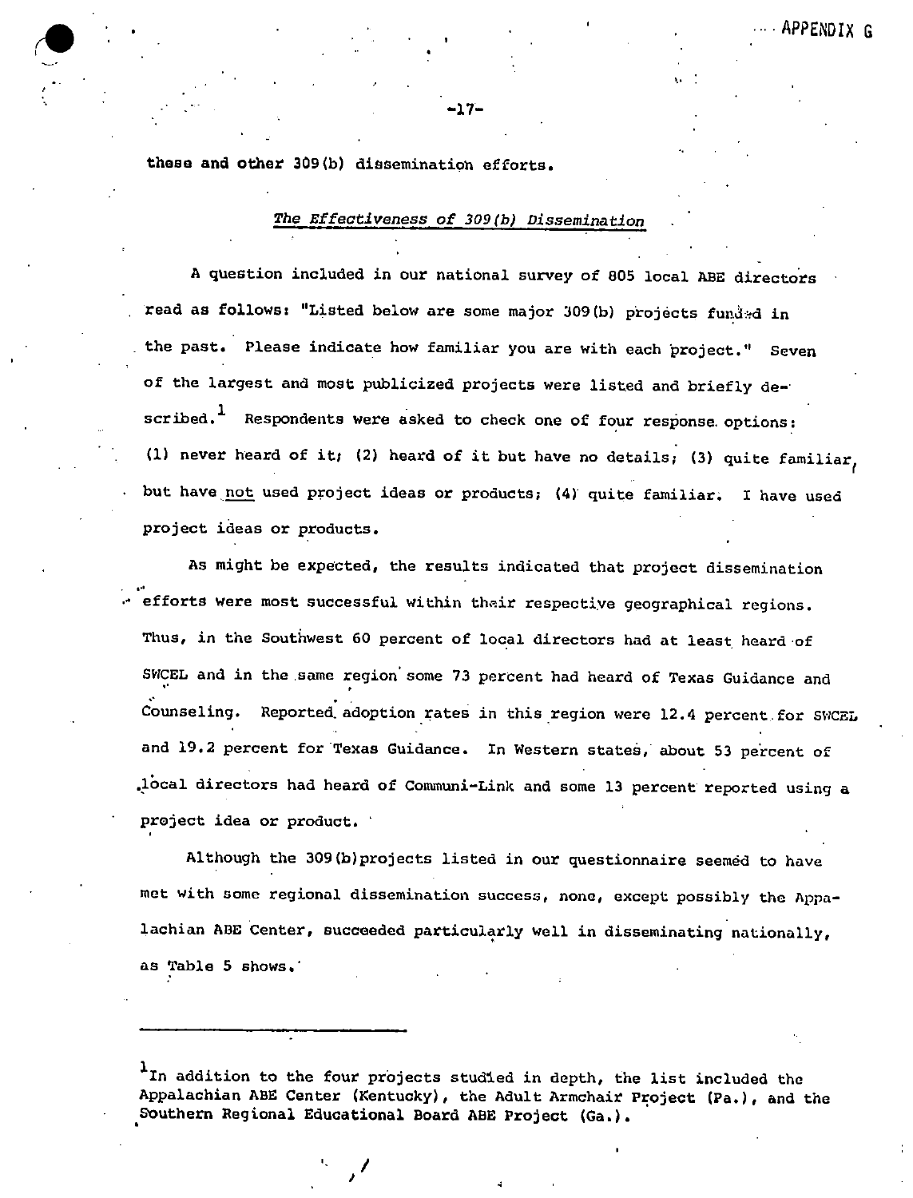these and other 309(b) dissemination efforts.

*The Effectiveness of 309(b) Dissemination*

A question included in our national survey of 805 local ABE directors read as follows: "Listed below are some major 309(b) projects funded in the past. Please indicate how familiar you are with each project." Seven of the largest and most publicized projects were listed and briefly described.[1] Respondents were asked to check one of four response options: (1) never heard of it; (2) heard of it but have no details; (3) quite familiar, but have not used project ideas or products; (4) quite familiar. I have used project ideas or products.

As might be expected, the results indicated that project dissemination efforts were most successful within their respective geographical regions. Thus, in the Southwest 60 percent of local directors had at least heard of SWCEL and in the same region some 73 percent had heard of Texas Guidance and Counseling. Reported adoption rates in this region were 12.4 percent for SWCEL and 19.2 percent for Texas Guidance. In Western states, about 53 percent of local directors had heard of Communi-Link and some 13 percent reported using a project idea or product.

Although the 309(b) projects listed in our questionnaire seemed to have met with some regional dissemination success, none, except possibly the Appalachian ABE Center, succeeded particularly well in disseminating nationally, as Table 5 shows.

---

[1] In addition to the four projects studied in depth, the list included the Appalachian ABE Center (Kentucky), the Adult Armchair Project (Pa.), and the Southern Regional Educational Board ABE Project (Ga.).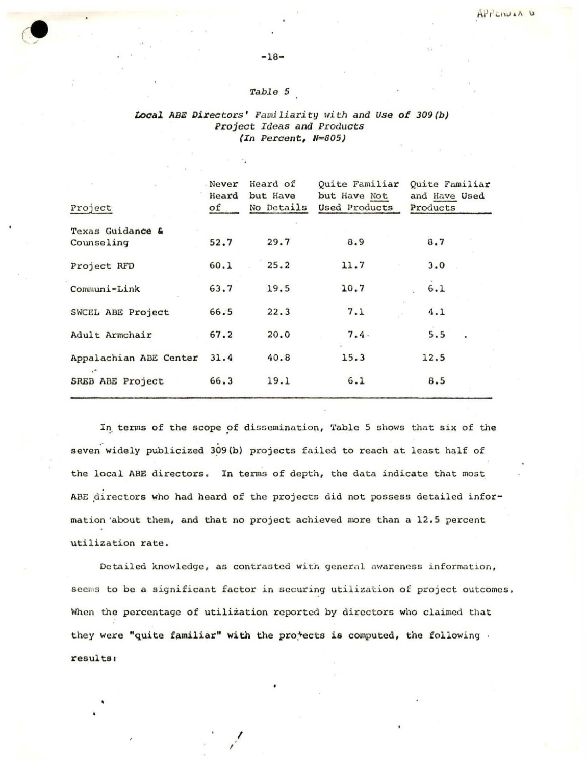Table 5

*Local ABE Directors' Familiarity with and Use of 309(b) Project Ideas and Products (In Percent, N=805)*

| Project | Never Heard of | Heard of but Have No Details | Quite Familiar but Have Not Used Products | Quite Familiar and Have Used Products |
|---|---|---|---|---|
| Texas Guidance & Counseling | 52.7 | 29.7 | 8.9 | 8.7 |
| Project RFD | 60.1 | 25.2 | 11.7 | 3.0 |
| Communi-Link | 63.7 | 19.5 | 10.7 | 6.1 |
| SWCEL ABE Project | 66.5 | 22.3 | 7.1 | 4.1 |
| Adult Armchair | 67.2 | 20.0 | 7.4 | 5.5 |
| Appalachian ABE Center | 31.4 | 40.8 | 15.3 | 12.5 |
| SREB ABE Project | 66.3 | 19.1 | 6.1 | 8.5 |

In terms of the scope of dissemination, Table 5 shows that six of the seven widely publicized 309(b) projects failed to reach at least half of the local ABE directors. In terms of depth, the data indicate that most ABE directors who had heard of the projects did not possess detailed information about them, and that no project achieved more than a 12.5 percent utilization rate.

Detailed knowledge, as contrasted with general awareness information, seems to be a significant factor in securing utilization of project outcomes. When the percentage of utilization reported by directors who claimed that they were "quite familiar" with the projects is computed, the following results: